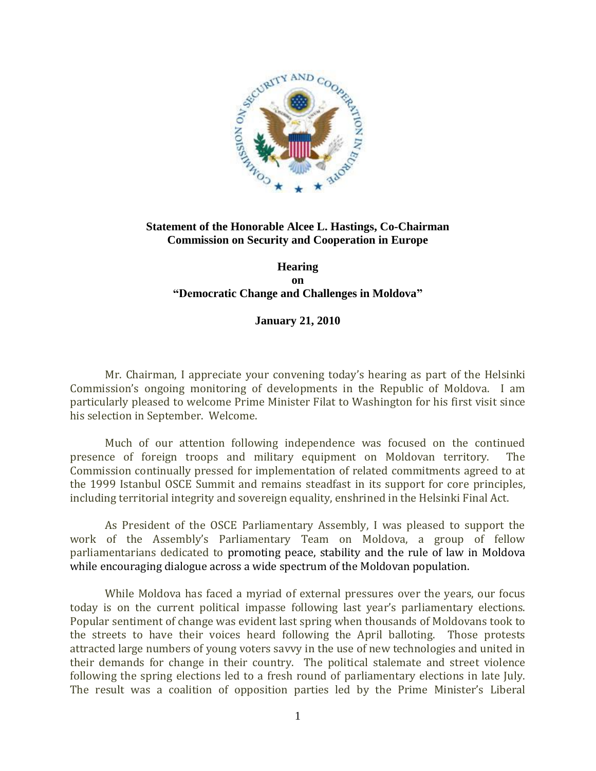**Statement of the Honorable Alcee L. Hastings, Co-Chairman**
**Commission on Security and Cooperation in Europe**

**Hearing**
**on**
**"Democratic Change and Challenges in Moldova"**

**January 21, 2010**

Mr. Chairman, I appreciate your convening today's hearing as part of the Helsinki Commission's ongoing monitoring of developments in the Republic of Moldova. I am particularly pleased to welcome Prime Minister Filat to Washington for his first visit since his selection in September. Welcome.

Much of our attention following independence was focused on the continued presence of foreign troops and military equipment on Moldovan territory. The Commission continually pressed for implementation of related commitments agreed to at the 1999 Istanbul OSCE Summit and remains steadfast in its support for core principles, including territorial integrity and sovereign equality, enshrined in the Helsinki Final Act.

As President of the OSCE Parliamentary Assembly, I was pleased to support the work of the Assembly's Parliamentary Team on Moldova, a group of fellow parliamentarians dedicated to promoting peace, stability and the rule of law in Moldova while encouraging dialogue across a wide spectrum of the Moldovan population.

While Moldova has faced a myriad of external pressures over the years, our focus today is on the current political impasse following last year's parliamentary elections. Popular sentiment of change was evident last spring when thousands of Moldovans took to the streets to have their voices heard following the April balloting. Those protests attracted large numbers of young voters savvy in the use of new technologies and united in their demands for change in their country. The political stalemate and street violence following the spring elections led to a fresh round of parliamentary elections in late July. The result was a coalition of opposition parties led by the Prime Minister's Liberal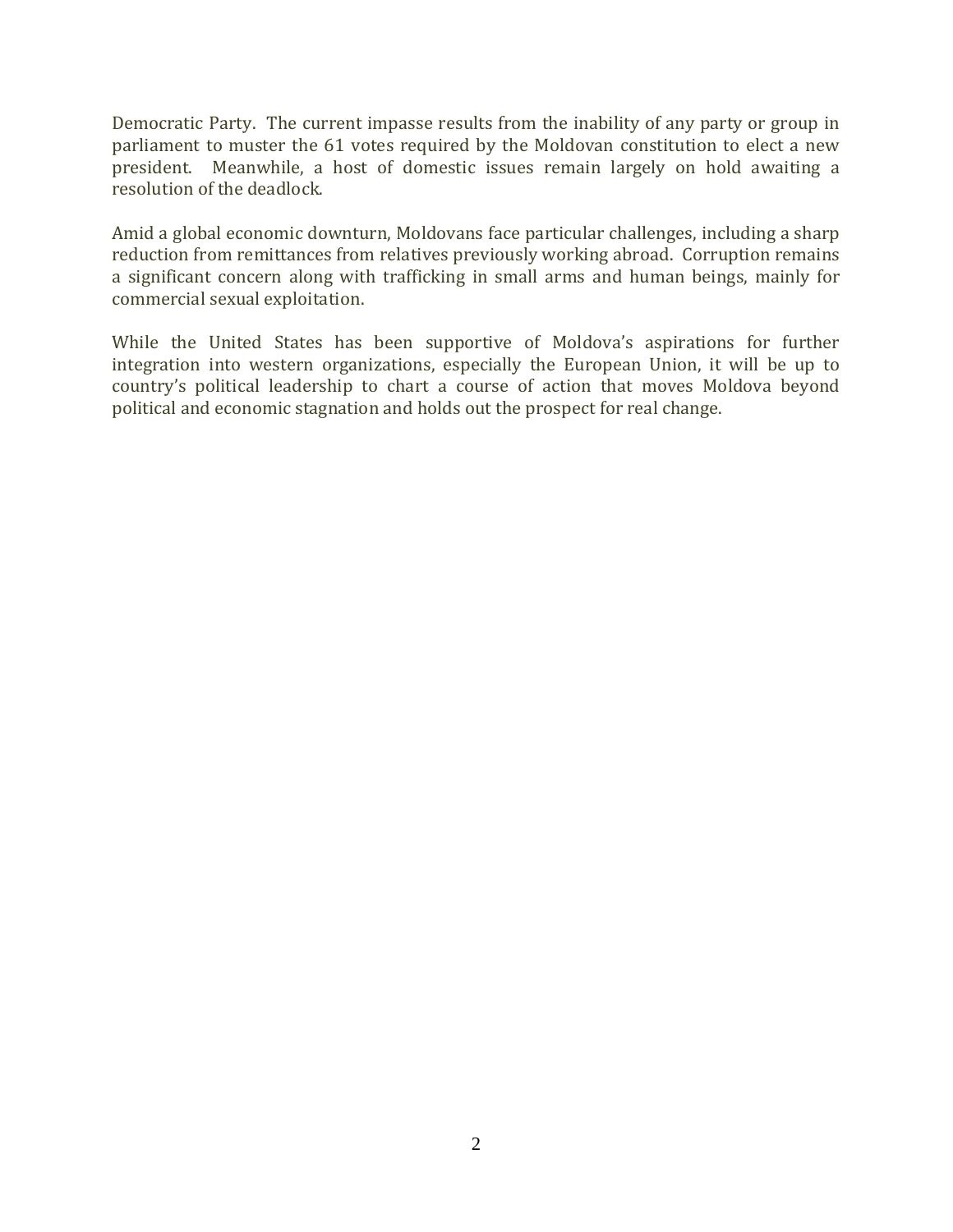Democratic Party. The current impasse results from the inability of any party or group in parliament to muster the 61 votes required by the Moldovan constitution to elect a new president. Meanwhile, a host of domestic issues remain largely on hold awaiting a resolution of the deadlock.

Amid a global economic downturn, Moldovans face particular challenges, including a sharp reduction from remittances from relatives previously working abroad. Corruption remains a significant concern along with trafficking in small arms and human beings, mainly for commercial sexual exploitation.

While the United States has been supportive of Moldova's aspirations for further integration into western organizations, especially the European Union, it will be up to country's political leadership to chart a course of action that moves Moldova beyond political and economic stagnation and holds out the prospect for real change.